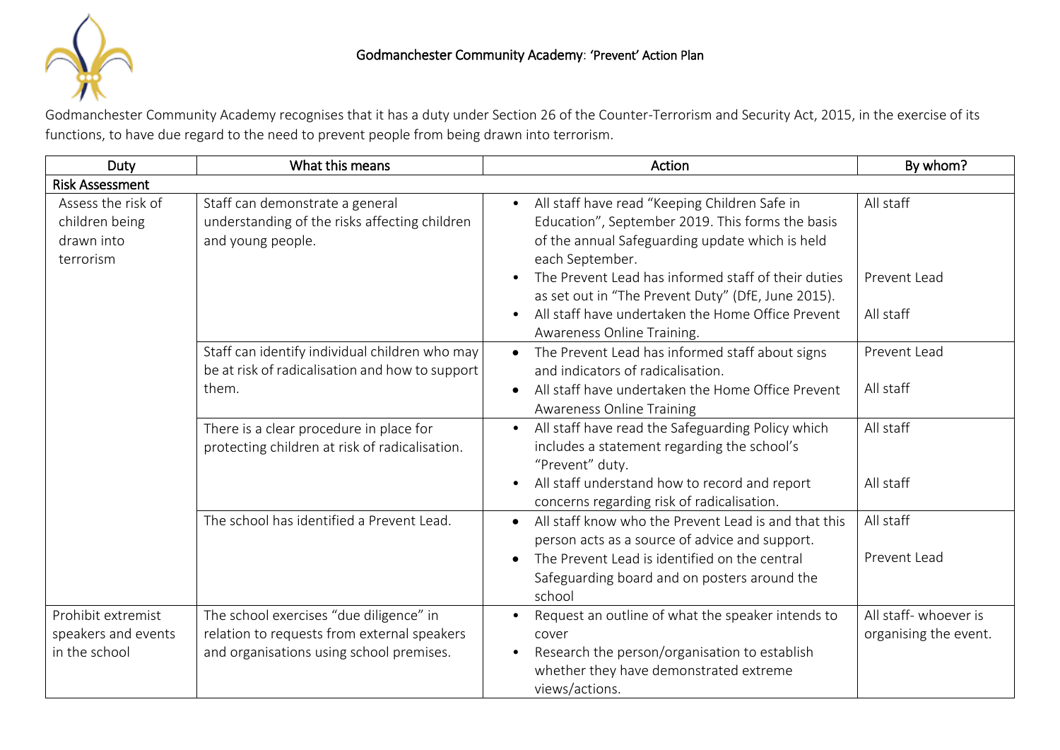# Godmanchester Community Academy: 'Prevent' Action Plan

Godmanchester Community Academy recognises that it has a duty under Section 26 of the Counter-Terrorism and Security Act, 2015, in the exercise of its functions, to have due regard to the need to prevent people from being drawn into terrorism.

| Duty | What this means | Action | By whom? |
|---|---|---|---|
| **Risk Assessment** | | | |
| Assess the risk of children being drawn into terrorism | Staff can demonstrate a general understanding of the risks affecting children and young people. | • All staff have read "Keeping Children Safe in Education", September 2019. This forms the basis of the annual Safeguarding update which is held each September.<br>• The Prevent Lead has informed staff of their duties as set out in "The Prevent Duty" (DfE, June 2015).<br>• All staff have undertaken the Home Office Prevent Awareness Online Training. | All staff<br><br>Prevent Lead<br><br>All staff |
| | Staff can identify individual children who may be at risk of radicalisation and how to support them. | • The Prevent Lead has informed staff about signs and indicators of radicalisation.<br>• All staff have undertaken the Home Office Prevent Awareness Online Training | Prevent Lead<br><br>All staff |
| | There is a clear procedure in place for protecting children at risk of radicalisation. | • All staff have read the Safeguarding Policy which includes a statement regarding the school's "Prevent" duty.<br>• All staff understand how to record and report concerns regarding risk of radicalisation. | All staff<br><br>All staff |
| | The school has identified a Prevent Lead. | • All staff know who the Prevent Lead is and that this person acts as a source of advice and support.<br>• The Prevent Lead is identified on the central Safeguarding board and on posters around the school | All staff<br><br>Prevent Lead |
| Prohibit extremist speakers and events in the school | The school exercises "due diligence" in relation to requests from external speakers and organisations using school premises. | • Request an outline of what the speaker intends to cover<br>• Research the person/organisation to establish whether they have demonstrated extreme views/actions. | All staff- whoever is organising the event. |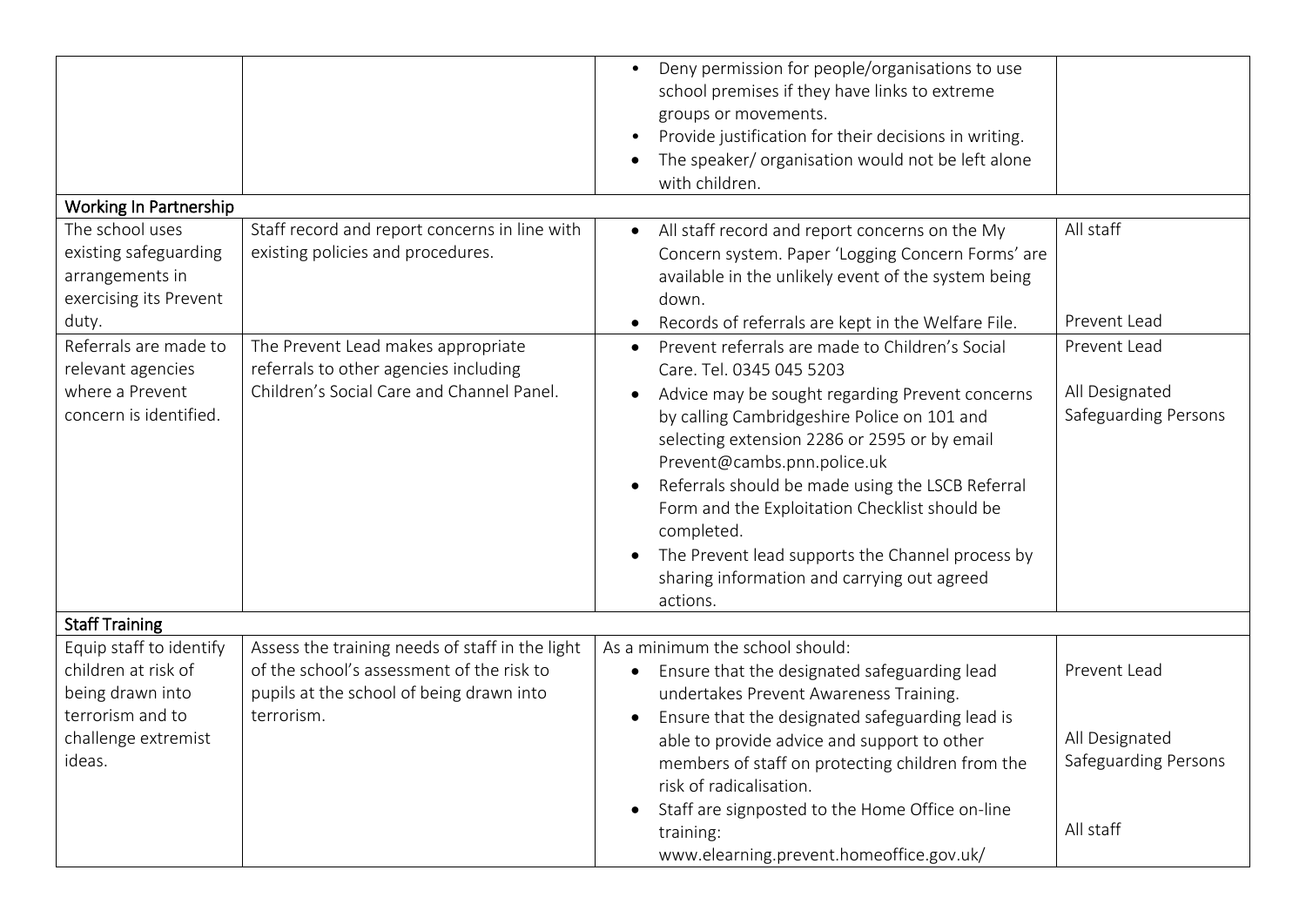| | | | |
|---|---|---|---|
| | | • Deny permission for people/organisations to use school premises if they have links to extreme groups or movements.<br>• Provide justification for their decisions in writing.<br>• The speaker/ organisation would not be left alone with children. | |
| **Working In Partnership** | | | |
| The school uses existing safeguarding arrangements in exercising its Prevent duty. | Staff record and report concerns in line with existing policies and procedures. | • All staff record and report concerns on the My Concern system. Paper 'Logging Concern Forms' are available in the unlikely event of the system being down.<br>• Records of referrals are kept in the Welfare File. | All staff<br><br>Prevent Lead |
| Referrals are made to relevant agencies where a Prevent concern is identified. | The Prevent Lead makes appropriate referrals to other agencies including Children's Social Care and Channel Panel. | • Prevent referrals are made to Children's Social Care. Tel. 0345 045 5203<br>• Advice may be sought regarding Prevent concerns by calling Cambridgeshire Police on 101 and selecting extension 2286 or 2595 or by email Prevent@cambs.pnn.police.uk<br>• Referrals should be made using the LSCB Referral Form and the Exploitation Checklist should be completed.<br>• The Prevent lead supports the Channel process by sharing information and carrying out agreed actions. | Prevent Lead<br><br>All Designated Safeguarding Persons |
| **Staff Training** | | | |
| Equip staff to identify children at risk of being drawn into terrorism and to challenge extremist ideas. | Assess the training needs of staff in the light of the school's assessment of the risk to pupils at the school of being drawn into terrorism. | As a minimum the school should:<br>• Ensure that the designated safeguarding lead undertakes Prevent Awareness Training.<br>• Ensure that the designated safeguarding lead is able to provide advice and support to other members of staff on protecting children from the risk of radicalisation.<br>• Staff are signposted to the Home Office on-line training: www.elearning.prevent.homeoffice.gov.uk/ | Prevent Lead<br><br>All Designated Safeguarding Persons<br><br>All staff |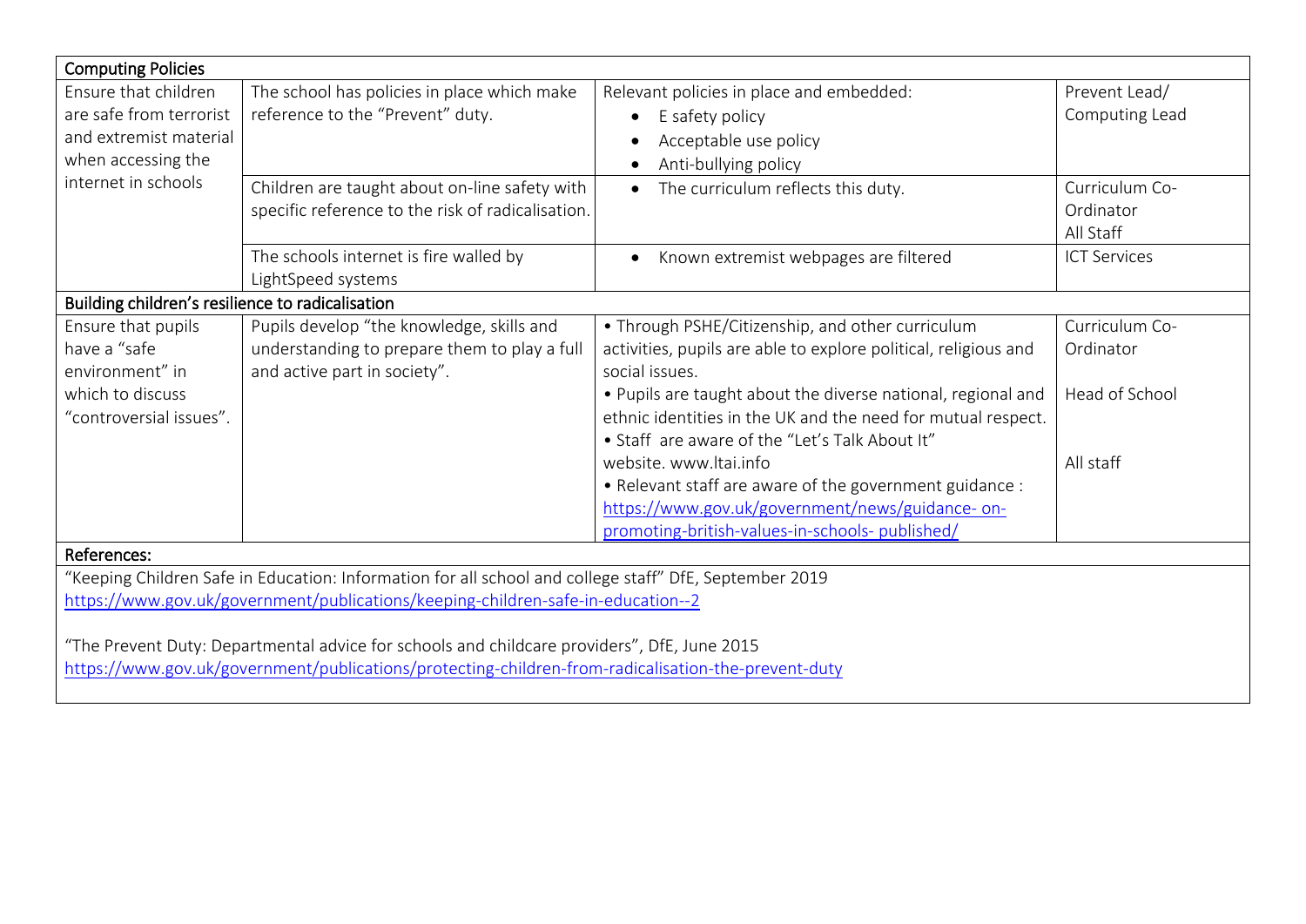| | | | |
|---|---|---|---|
| **Computing Policies** | | | |
| Ensure that children are safe from terrorist and extremist material when accessing the internet in schools | The school has policies in place which make reference to the "Prevent" duty. | Relevant policies in place and embedded:<br>• E safety policy<br>• Acceptable use policy<br>• Anti-bullying policy | Prevent Lead/ Computing Lead |
| | Children are taught about on-line safety with specific reference to the risk of radicalisation. | • The curriculum reflects this duty. | Curriculum Co-Ordinator<br>All Staff |
| | The schools internet is fire walled by LightSpeed systems | • Known extremist webpages are filtered | ICT Services |
| **Building children's resilience to radicalisation** | | | |
| Ensure that pupils have a "safe environment" in which to discuss "controversial issues". | Pupils develop "the knowledge, skills and understanding to prepare them to play a full and active part in society". | • Through PSHE/Citizenship, and other curriculum activities, pupils are able to explore political, religious and social issues.<br>• Pupils are taught about the diverse national, regional and ethnic identities in the UK and the need for mutual respect.<br>• Staff are aware of the "Let's Talk About It" website. www.ltai.info<br>• Relevant staff are aware of the government guidance : https://www.gov.uk/government/news/guidance- on-promoting-british-values-in-schools- published/ | Curriculum Co-Ordinator<br><br>Head of School<br><br>All staff |

**References:**

"Keeping Children Safe in Education: Information for all school and college staff" DfE, September 2019
https://www.gov.uk/government/publications/keeping-children-safe-in-education--2

"The Prevent Duty: Departmental advice for schools and childcare providers", DfE, June 2015
https://www.gov.uk/government/publications/protecting-children-from-radicalisation-the-prevent-duty